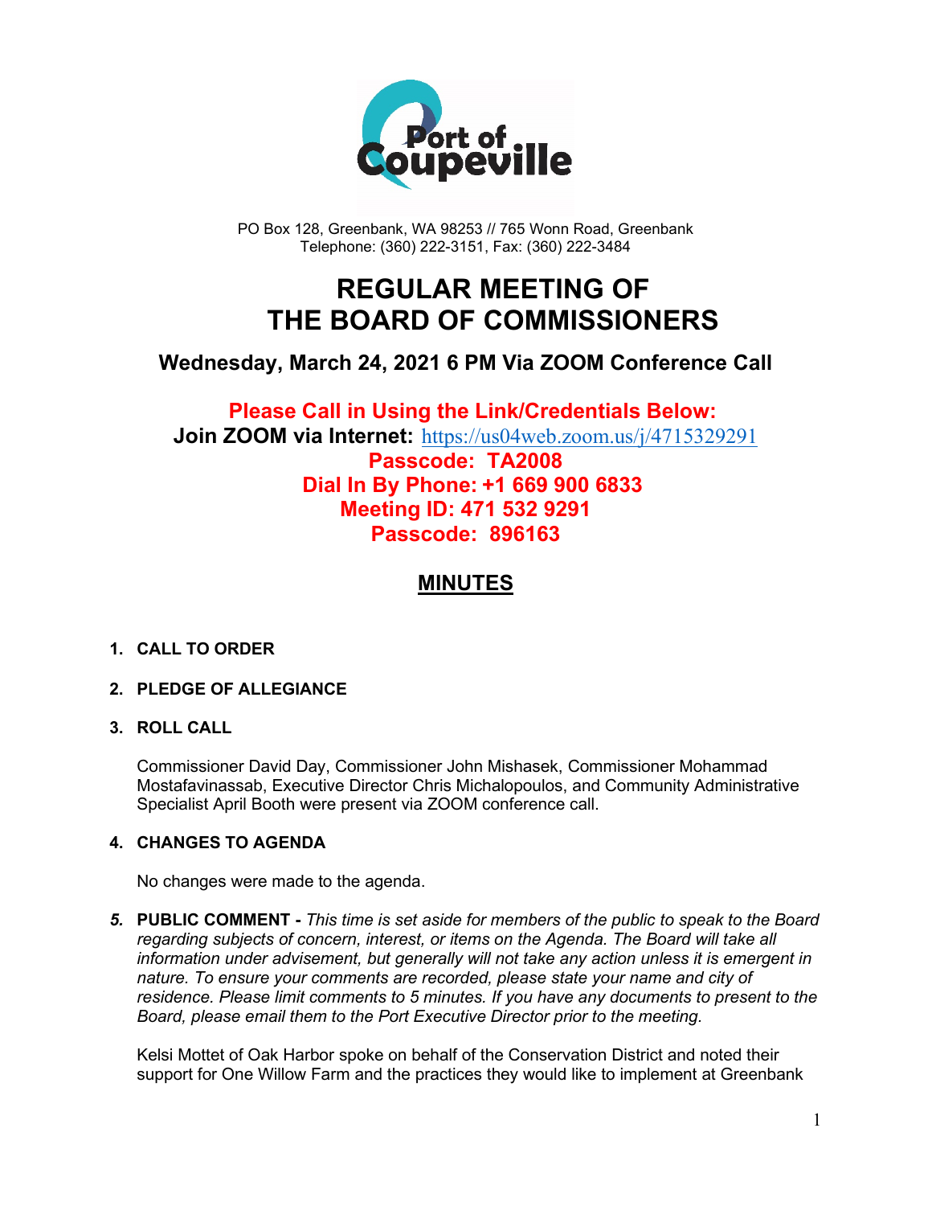Port of Coupeville

PO Box 128, Greenbank, WA 98253 // 765 Wonn Road, Greenbank
Telephone: (360) 222-3151, Fax: (360) 222-3484

# REGULAR MEETING OF THE BOARD OF COMMISSIONERS

## Wednesday, March 24, 2021 6 PM Via ZOOM Conference Call

**Please Call in Using the Link/Credentials Below:**
**Join ZOOM via Internet:** https://us04web.zoom.us/j/4715329291
**Passcode: TA2008**
**Dial In By Phone: +1 669 900 6833**
**Meeting ID: 471 532 9291**
**Passcode: 896163**

## MINUTES

1. **CALL TO ORDER**

2. **PLEDGE OF ALLEGIANCE**

3. **ROLL CALL**

   Commissioner David Day, Commissioner John Mishasek, Commissioner Mohammad Mostafavinassab, Executive Director Chris Michalopoulos, and Community Administrative Specialist April Booth were present via ZOOM conference call.

4. **CHANGES TO AGENDA**

   No changes were made to the agenda.

5. **PUBLIC COMMENT -** *This time is set aside for members of the public to speak to the Board regarding subjects of concern, interest, or items on the Agenda. The Board will take all information under advisement, but generally will not take any action unless it is emergent in nature. To ensure your comments are recorded, please state your name and city of residence. Please limit comments to 5 minutes. If you have any documents to present to the Board, please email them to the Port Executive Director prior to the meeting.*

   Kelsi Mottet of Oak Harbor spoke on behalf of the Conservation District and noted their support for One Willow Farm and the practices they would like to implement at Greenbank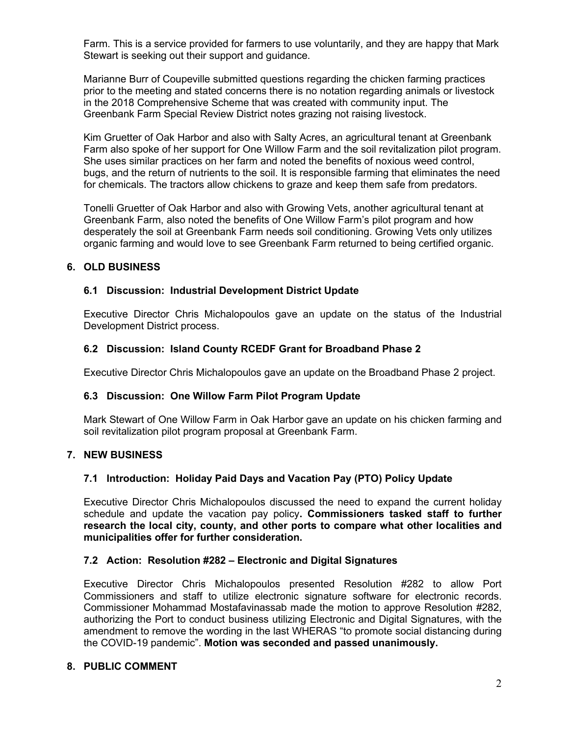Farm. This is a service provided for farmers to use voluntarily, and they are happy that Mark Stewart is seeking out their support and guidance.

Marianne Burr of Coupeville submitted questions regarding the chicken farming practices prior to the meeting and stated concerns there is no notation regarding animals or livestock in the 2018 Comprehensive Scheme that was created with community input. The Greenbank Farm Special Review District notes grazing not raising livestock.

Kim Gruetter of Oak Harbor and also with Salty Acres, an agricultural tenant at Greenbank Farm also spoke of her support for One Willow Farm and the soil revitalization pilot program. She uses similar practices on her farm and noted the benefits of noxious weed control, bugs, and the return of nutrients to the soil. It is responsible farming that eliminates the need for chemicals. The tractors allow chickens to graze and keep them safe from predators.

Tonelli Gruetter of Oak Harbor and also with Growing Vets, another agricultural tenant at Greenbank Farm, also noted the benefits of One Willow Farm's pilot program and how desperately the soil at Greenbank Farm needs soil conditioning. Growing Vets only utilizes organic farming and would love to see Greenbank Farm returned to being certified organic.

## 6. OLD BUSINESS

### 6.1 Discussion: Industrial Development District Update

Executive Director Chris Michalopoulos gave an update on the status of the Industrial Development District process.

### 6.2 Discussion: Island County RCEDF Grant for Broadband Phase 2

Executive Director Chris Michalopoulos gave an update on the Broadband Phase 2 project.

### 6.3 Discussion: One Willow Farm Pilot Program Update

Mark Stewart of One Willow Farm in Oak Harbor gave an update on his chicken farming and soil revitalization pilot program proposal at Greenbank Farm.

## 7. NEW BUSINESS

### 7.1 Introduction: Holiday Paid Days and Vacation Pay (PTO) Policy Update

Executive Director Chris Michalopoulos discussed the need to expand the current holiday schedule and update the vacation pay policy**. Commissioners tasked staff to further research the local city, county, and other ports to compare what other localities and municipalities offer for further consideration.**

### 7.2 Action: Resolution #282 – Electronic and Digital Signatures

Executive Director Chris Michalopoulos presented Resolution #282 to allow Port Commissioners and staff to utilize electronic signature software for electronic records. Commissioner Mohammad Mostafavinassab made the motion to approve Resolution #282, authorizing the Port to conduct business utilizing Electronic and Digital Signatures, with the amendment to remove the wording in the last WHERAS "to promote social distancing during the COVID-19 pandemic". **Motion was seconded and passed unanimously.**

## 8. PUBLIC COMMENT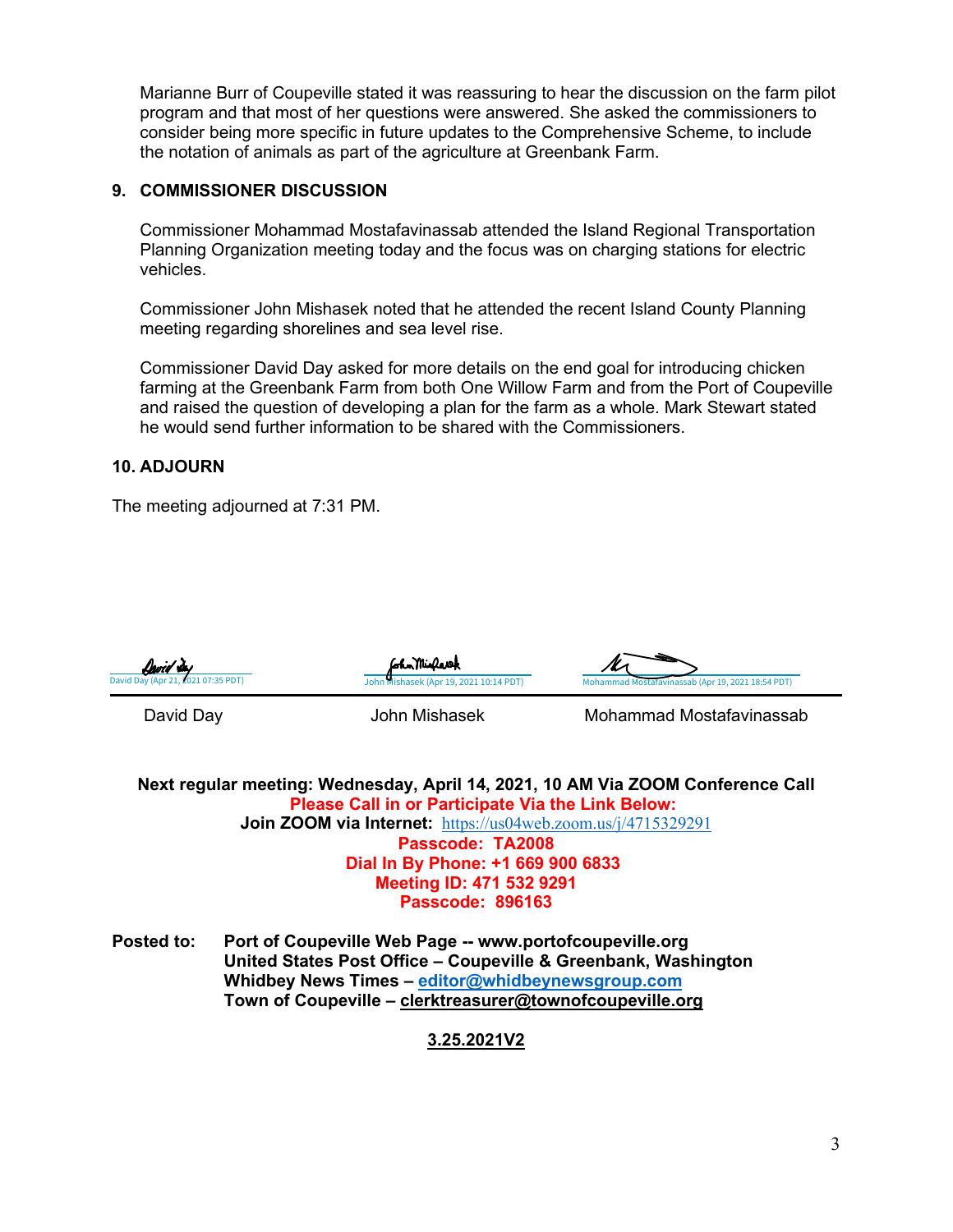Marianne Burr of Coupeville stated it was reassuring to hear the discussion on the farm pilot program and that most of her questions were answered. She asked the commissioners to consider being more specific in future updates to the Comprehensive Scheme, to include the notation of animals as part of the agriculture at Greenbank Farm.

## 9. COMMISSIONER DISCUSSION

Commissioner Mohammad Mostafavinassab attended the Island Regional Transportation Planning Organization meeting today and the focus was on charging stations for electric vehicles.

Commissioner John Mishasek noted that he attended the recent Island County Planning meeting regarding shorelines and sea level rise.

Commissioner David Day asked for more details on the end goal for introducing chicken farming at the Greenbank Farm from both One Willow Farm and from the Port of Coupeville and raised the question of developing a plan for the farm as a whole. Mark Stewart stated he would send further information to be shared with the Commissioners.

## 10. ADJOURN

The meeting adjourned at 7:31 PM.

| David Day (Apr 21, 2021 07:35 PDT) | John Mishasek (Apr 19, 2021 10:14 PDT) | Mohammad Mostafavinassab (Apr 19, 2021 18:54 PDT) |
|---|---|---|
| David Day | John Mishasek | Mohammad Mostafavinassab |

**Next regular meeting: Wednesday, April 14, 2021, 10 AM Via ZOOM Conference Call**
**Please Call in or Participate Via the Link Below:**
**Join ZOOM via Internet:** https://us04web.zoom.us/j/4715329291
**Passcode: TA2008**
**Dial In By Phone: +1 669 900 6833**
**Meeting ID: 471 532 9291**
**Passcode: 896163**

**Posted to:** **Port of Coupeville Web Page -- www.portofcoupeville.org**
**United States Post Office – Coupeville & Greenbank, Washington**
**Whidbey News Times – editor@whidbeynewsgroup.com**
**Town of Coupeville – clerktreasurer@townofcoupeville.org**

**3.25.2021V2**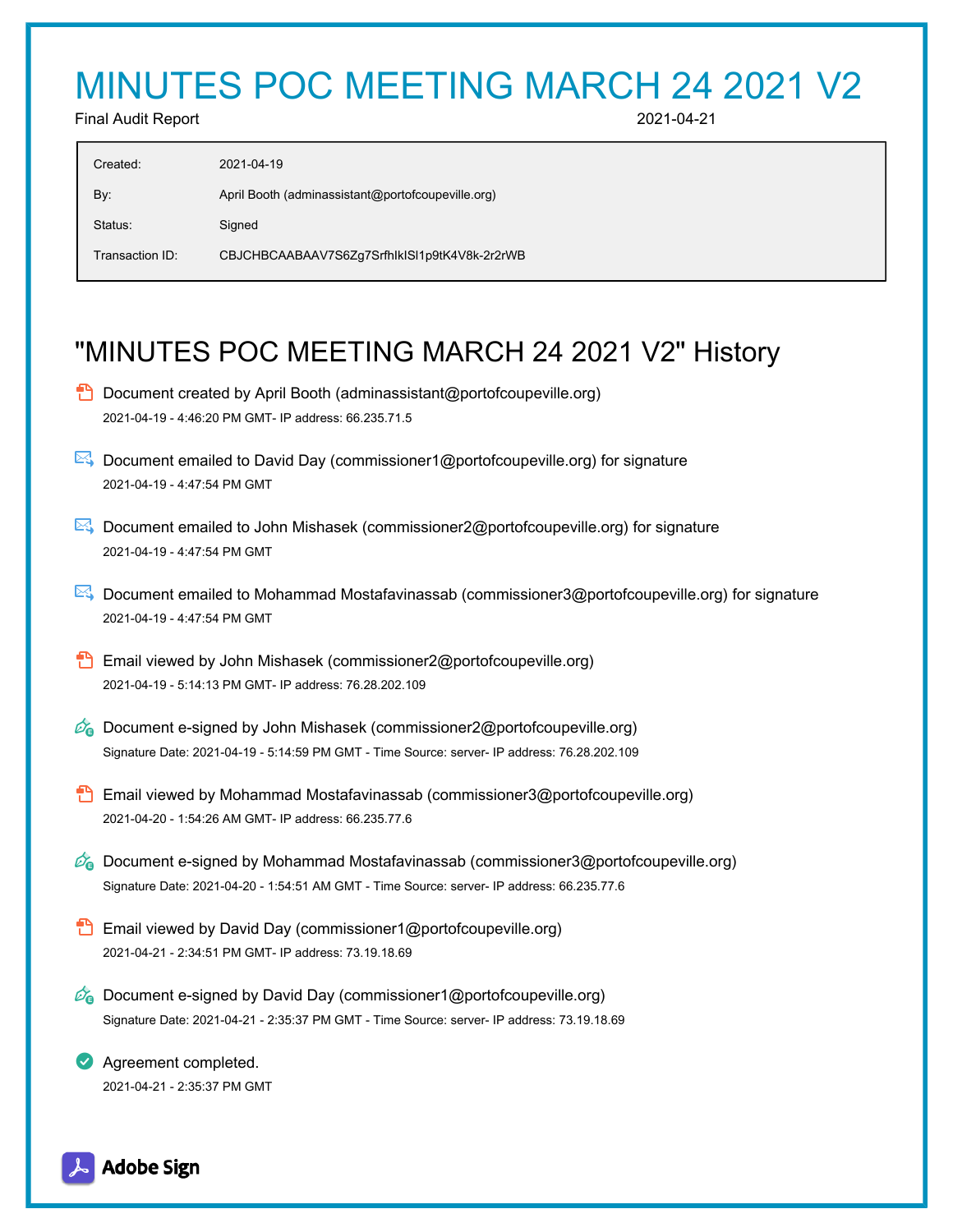# MINUTES POC MEETING MARCH 24 2021 V2

Final Audit Report 2021-04-21

| | |
|---|---|
| Created: | 2021-04-19 |
| By: | April Booth (adminassistant@portofcoupeville.org) |
| Status: | Signed |
| Transaction ID: | CBJCHBCAABAAV7S6Zg7SrfhIkISl1p9tK4V8k-2r2rWB |

## "MINUTES POC MEETING MARCH 24 2021 V2" History

- Document created by April Booth (adminassistant@portofcoupeville.org)
  2021-04-19 - 4:46:20 PM GMT- IP address: 66.235.71.5

- Document emailed to David Day (commissioner1@portofcoupeville.org) for signature
  2021-04-19 - 4:47:54 PM GMT

- Document emailed to John Mishasek (commissioner2@portofcoupeville.org) for signature
  2021-04-19 - 4:47:54 PM GMT

- Document emailed to Mohammad Mostafavinassab (commissioner3@portofcoupeville.org) for signature
  2021-04-19 - 4:47:54 PM GMT

- Email viewed by John Mishasek (commissioner2@portofcoupeville.org)
  2021-04-19 - 5:14:13 PM GMT- IP address: 76.28.202.109

- Document e-signed by John Mishasek (commissioner2@portofcoupeville.org)
  Signature Date: 2021-04-19 - 5:14:59 PM GMT - Time Source: server- IP address: 76.28.202.109

- Email viewed by Mohammad Mostafavinassab (commissioner3@portofcoupeville.org)
  2021-04-20 - 1:54:26 AM GMT- IP address: 66.235.77.6

- Document e-signed by Mohammad Mostafavinassab (commissioner3@portofcoupeville.org)
  Signature Date: 2021-04-20 - 1:54:51 AM GMT - Time Source: server- IP address: 66.235.77.6

- Email viewed by David Day (commissioner1@portofcoupeville.org)
  2021-04-21 - 2:34:51 PM GMT- IP address: 73.19.18.69

- Document e-signed by David Day (commissioner1@portofcoupeville.org)
  Signature Date: 2021-04-21 - 2:35:37 PM GMT - Time Source: server- IP address: 73.19.18.69

- Agreement completed.
  2021-04-21 - 2:35:37 PM GMT

Adobe Sign